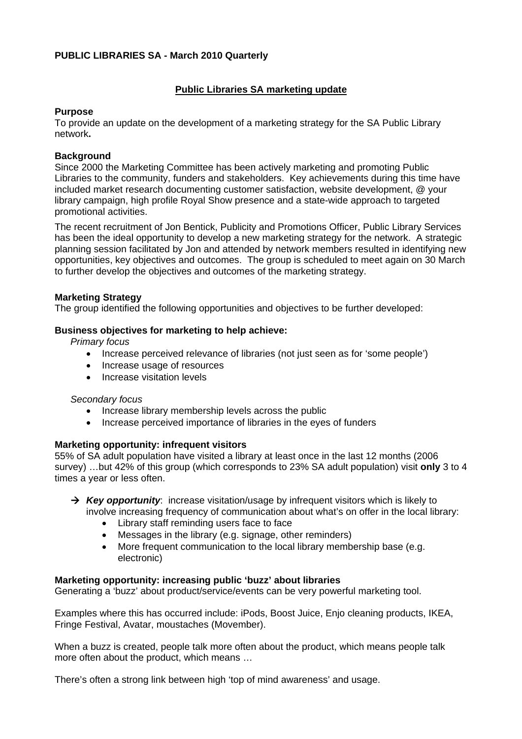**PUBLIC LIBRARIES SA - March 2010 Quarterly**

## Public Libraries SA marketing update

### Purpose

To provide an update on the development of a marketing strategy for the SA Public Library network**.**

### Background

Since 2000 the Marketing Committee has been actively marketing and promoting Public Libraries to the community, funders and stakeholders. Key achievements during this time have included market research documenting customer satisfaction, website development, @ your library campaign, high profile Royal Show presence and a state-wide approach to targeted promotional activities.

The recent recruitment of Jon Bentick, Publicity and Promotions Officer, Public Library Services has been the ideal opportunity to develop a new marketing strategy for the network. A strategic planning session facilitated by Jon and attended by network members resulted in identifying new opportunities, key objectives and outcomes. The group is scheduled to meet again on 30 March to further develop the objectives and outcomes of the marketing strategy.

### Marketing Strategy

The group identified the following opportunities and objectives to be further developed:

### Business objectives for marketing to help achieve:

*Primary focus*

- Increase perceived relevance of libraries (not just seen as for 'some people')
- Increase usage of resources
- Increase visitation levels

*Secondary focus*

- Increase library membership levels across the public
- Increase perceived importance of libraries in the eyes of funders

### Marketing opportunity: infrequent visitors

55% of SA adult population have visited a library at least once in the last 12 months (2006 survey) …but 42% of this group (which corresponds to 23% SA adult population) visit **only** 3 to 4 times a year or less often.

- → ***Key opportunity***: increase visitation/usage by infrequent visitors which is likely to involve increasing frequency of communication about what's on offer in the local library:
  - Library staff reminding users face to face
  - Messages in the library (e.g. signage, other reminders)
  - More frequent communication to the local library membership base (e.g. electronic)

### Marketing opportunity: increasing public 'buzz' about libraries

Generating a 'buzz' about product/service/events can be very powerful marketing tool.

Examples where this has occurred include: iPods, Boost Juice, Enjo cleaning products, IKEA, Fringe Festival, Avatar, moustaches (Movember).

When a buzz is created, people talk more often about the product, which means people talk more often about the product, which means …

There's often a strong link between high 'top of mind awareness' and usage.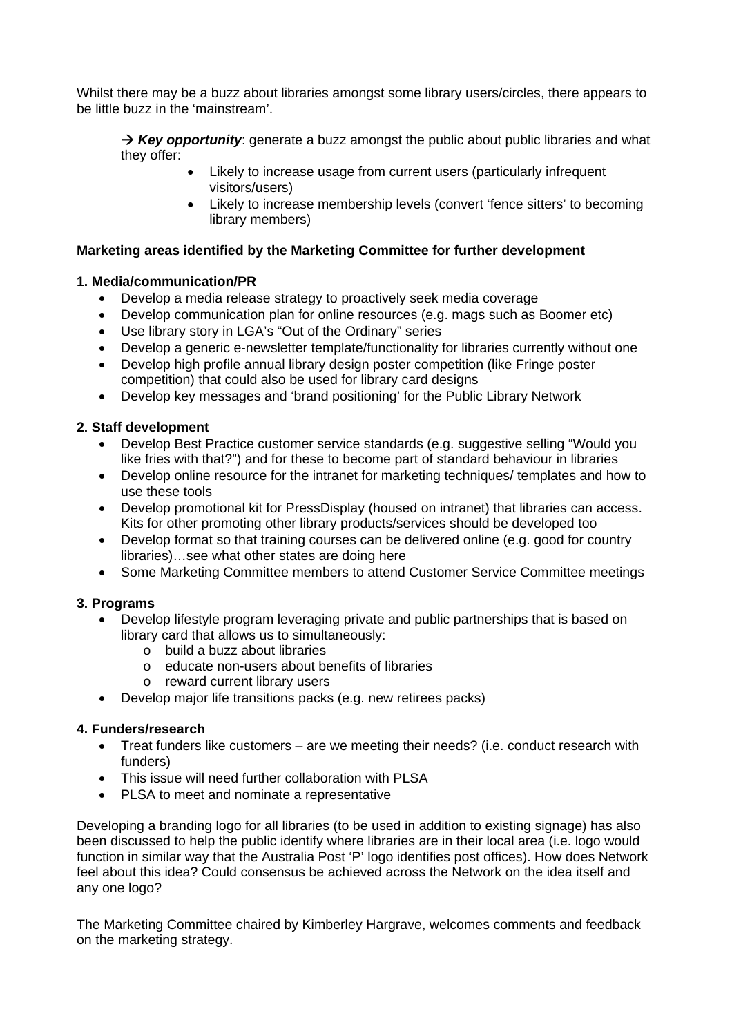Whilst there may be a buzz about libraries amongst some library users/circles, there appears to be little buzz in the 'mainstream'.

> → ***Key opportunity***: generate a buzz amongst the public about public libraries and what they offer:
> - Likely to increase usage from current users (particularly infrequent visitors/users)
> - Likely to increase membership levels (convert 'fence sitters' to becoming library members)

**Marketing areas identified by the Marketing Committee for further development**

**1. Media/communication/PR**

- Develop a media release strategy to proactively seek media coverage
- Develop communication plan for online resources (e.g. mags such as Boomer etc)
- Use library story in LGA's "Out of the Ordinary" series
- Develop a generic e-newsletter template/functionality for libraries currently without one
- Develop high profile annual library design poster competition (like Fringe poster competition) that could also be used for library card designs
- Develop key messages and 'brand positioning' for the Public Library Network

**2. Staff development**

- Develop Best Practice customer service standards (e.g. suggestive selling "Would you like fries with that?") and for these to become part of standard behaviour in libraries
- Develop online resource for the intranet for marketing techniques/ templates and how to use these tools
- Develop promotional kit for PressDisplay (housed on intranet) that libraries can access. Kits for other promoting other library products/services should be developed too
- Develop format so that training courses can be delivered online (e.g. good for country libraries)…see what other states are doing here
- Some Marketing Committee members to attend Customer Service Committee meetings

**3. Programs**

- Develop lifestyle program leveraging private and public partnerships that is based on library card that allows us to simultaneously:
  - build a buzz about libraries
  - educate non-users about benefits of libraries
  - reward current library users
- Develop major life transitions packs (e.g. new retirees packs)

**4. Funders/research**

- Treat funders like customers – are we meeting their needs? (i.e. conduct research with funders)
- This issue will need further collaboration with PLSA
- PLSA to meet and nominate a representative

Developing a branding logo for all libraries (to be used in addition to existing signage) has also been discussed to help the public identify where libraries are in their local area (i.e. logo would function in similar way that the Australia Post 'P' logo identifies post offices). How does Network feel about this idea? Could consensus be achieved across the Network on the idea itself and any one logo?

The Marketing Committee chaired by Kimberley Hargrave, welcomes comments and feedback on the marketing strategy.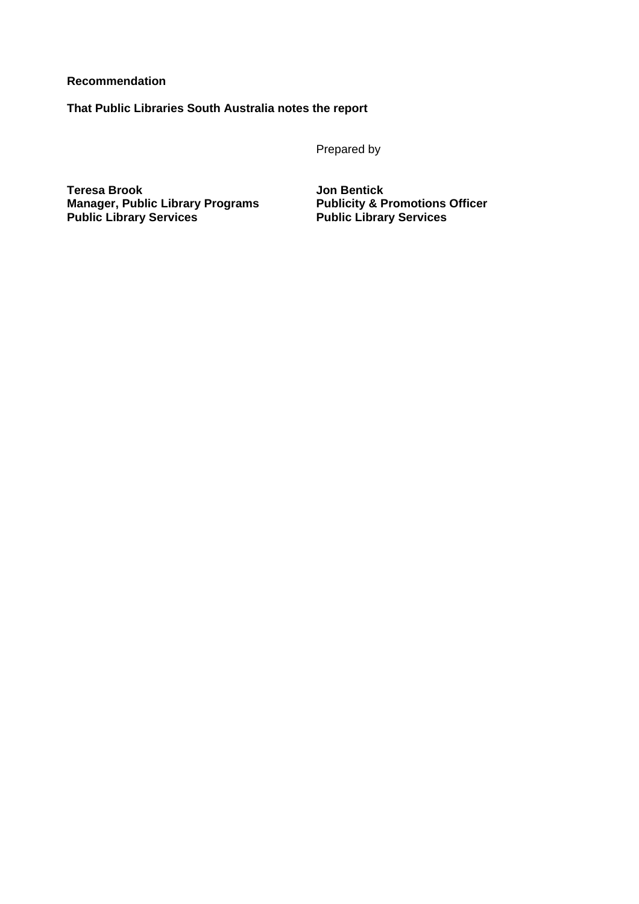**Recommendation**

**That Public Libraries South Australia notes the report**

Prepared by

**Teresa Brook**
**Manager, Public Library Programs**
**Public Library Services**

**Jon Bentick**
**Publicity & Promotions Officer**
**Public Library Services**